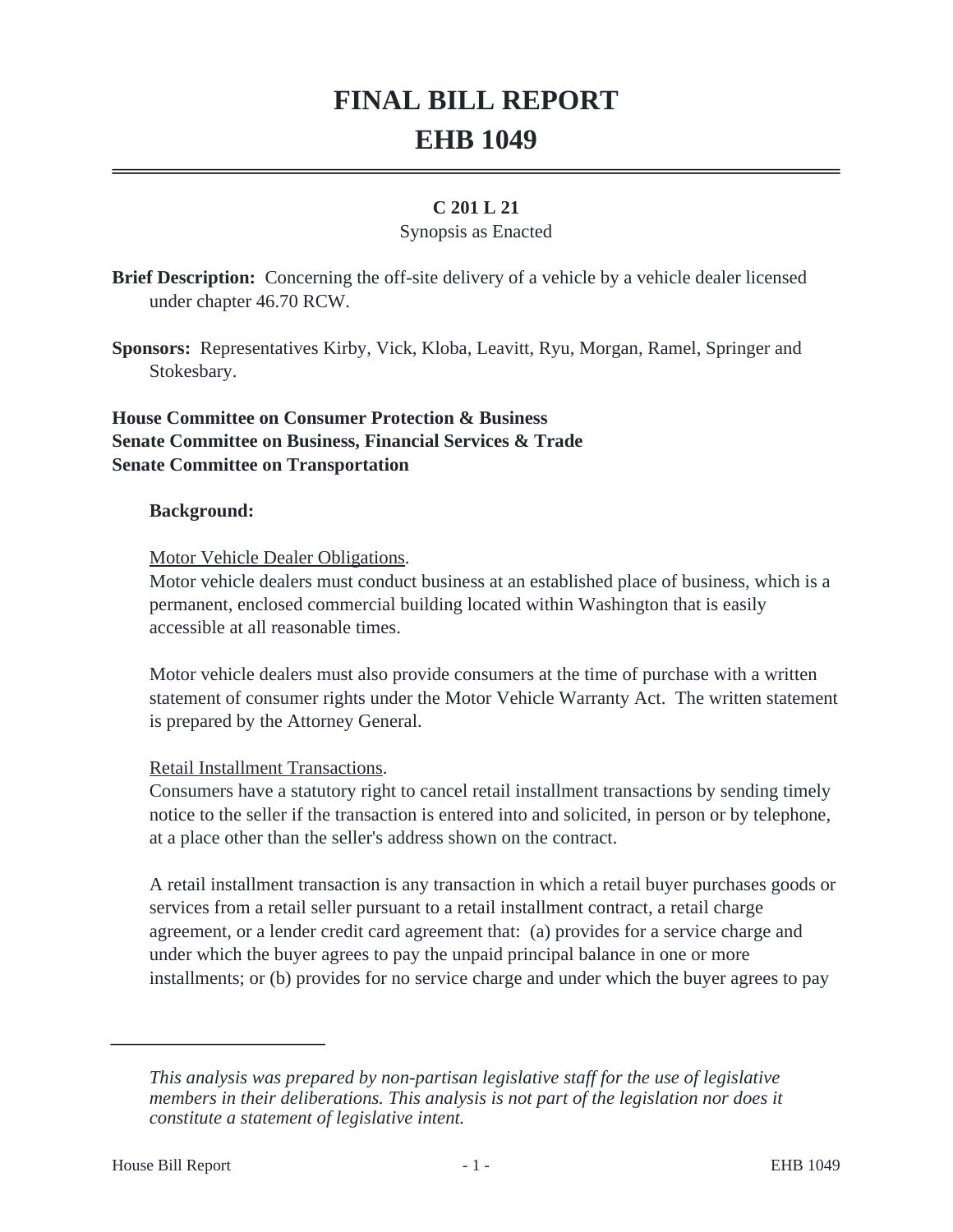# FINAL BILL REPORT
# EHB 1049

**C 201 L 21**

Synopsis as Enacted

**Brief Description:** Concerning the off-site delivery of a vehicle by a vehicle dealer licensed under chapter 46.70 RCW.

**Sponsors:** Representatives Kirby, Vick, Kloba, Leavitt, Ryu, Morgan, Ramel, Springer and Stokesbary.

**House Committee on Consumer Protection & Business**
**Senate Committee on Business, Financial Services & Trade**
**Senate Committee on Transportation**

**Background:**

Motor Vehicle Dealer Obligations.

Motor vehicle dealers must conduct business at an established place of business, which is a permanent, enclosed commercial building located within Washington that is easily accessible at all reasonable times.

Motor vehicle dealers must also provide consumers at the time of purchase with a written statement of consumer rights under the Motor Vehicle Warranty Act. The written statement is prepared by the Attorney General.

Retail Installment Transactions.

Consumers have a statutory right to cancel retail installment transactions by sending timely notice to the seller if the transaction is entered into and solicited, in person or by telephone, at a place other than the seller's address shown on the contract.

A retail installment transaction is any transaction in which a retail buyer purchases goods or services from a retail seller pursuant to a retail installment contract, a retail charge agreement, or a lender credit card agreement that: (a) provides for a service charge and under which the buyer agrees to pay the unpaid principal balance in one or more installments; or (b) provides for no service charge and under which the buyer agrees to pay

---

*This analysis was prepared by non-partisan legislative staff for the use of legislative members in their deliberations. This analysis is not part of the legislation nor does it constitute a statement of legislative intent.*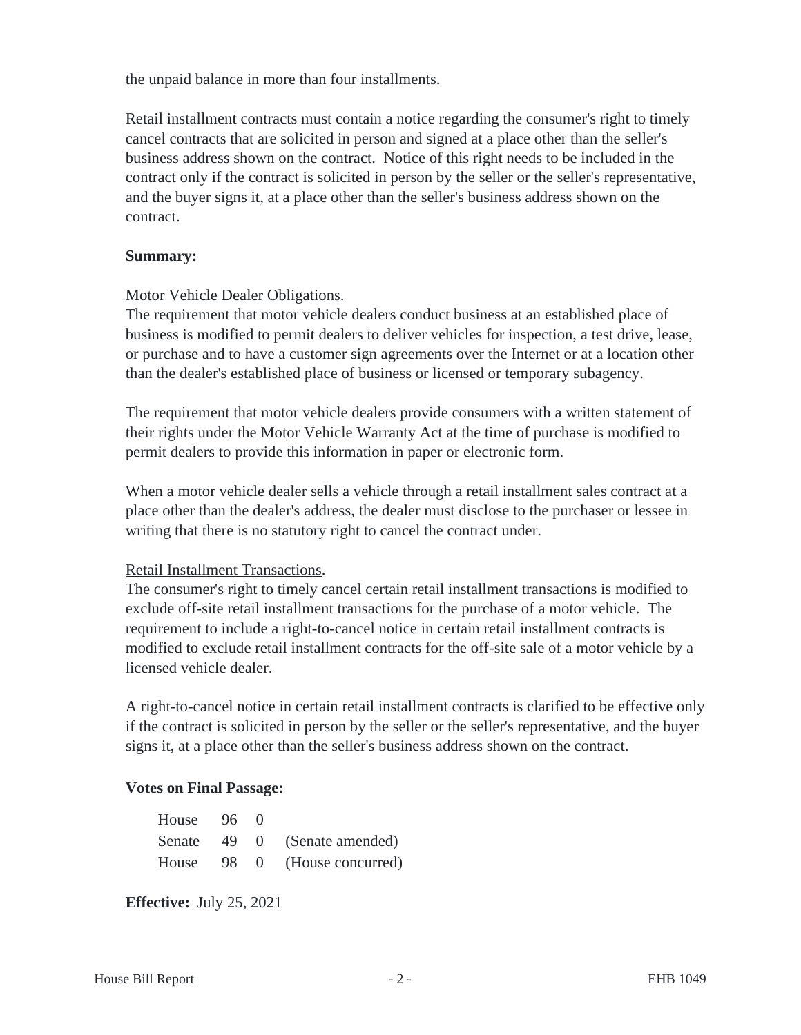the unpaid balance in more than four installments.

Retail installment contracts must contain a notice regarding the consumer's right to timely cancel contracts that are solicited in person and signed at a place other than the seller's business address shown on the contract. Notice of this right needs to be included in the contract only if the contract is solicited in person by the seller or the seller's representative, and the buyer signs it, at a place other than the seller's business address shown on the contract.

**Summary:**

Motor Vehicle Dealer Obligations.

The requirement that motor vehicle dealers conduct business at an established place of business is modified to permit dealers to deliver vehicles for inspection, a test drive, lease, or purchase and to have a customer sign agreements over the Internet or at a location other than the dealer's established place of business or licensed or temporary subagency.

The requirement that motor vehicle dealers provide consumers with a written statement of their rights under the Motor Vehicle Warranty Act at the time of purchase is modified to permit dealers to provide this information in paper or electronic form.

When a motor vehicle dealer sells a vehicle through a retail installment sales contract at a place other than the dealer's address, the dealer must disclose to the purchaser or lessee in writing that there is no statutory right to cancel the contract under.

Retail Installment Transactions.

The consumer's right to timely cancel certain retail installment transactions is modified to exclude off-site retail installment transactions for the purchase of a motor vehicle. The requirement to include a right-to-cancel notice in certain retail installment contracts is modified to exclude retail installment contracts for the off-site sale of a motor vehicle by a licensed vehicle dealer.

A right-to-cancel notice in certain retail installment contracts is clarified to be effective only if the contract is solicited in person by the seller or the seller's representative, and the buyer signs it, at a place other than the seller's business address shown on the contract.

**Votes on Final Passage:**

| | | | |
|---|---|---|---|
| House | 96 | 0 | |
| Senate | 49 | 0 | (Senate amended) |
| House | 98 | 0 | (House concurred) |

**Effective:** July 25, 2021